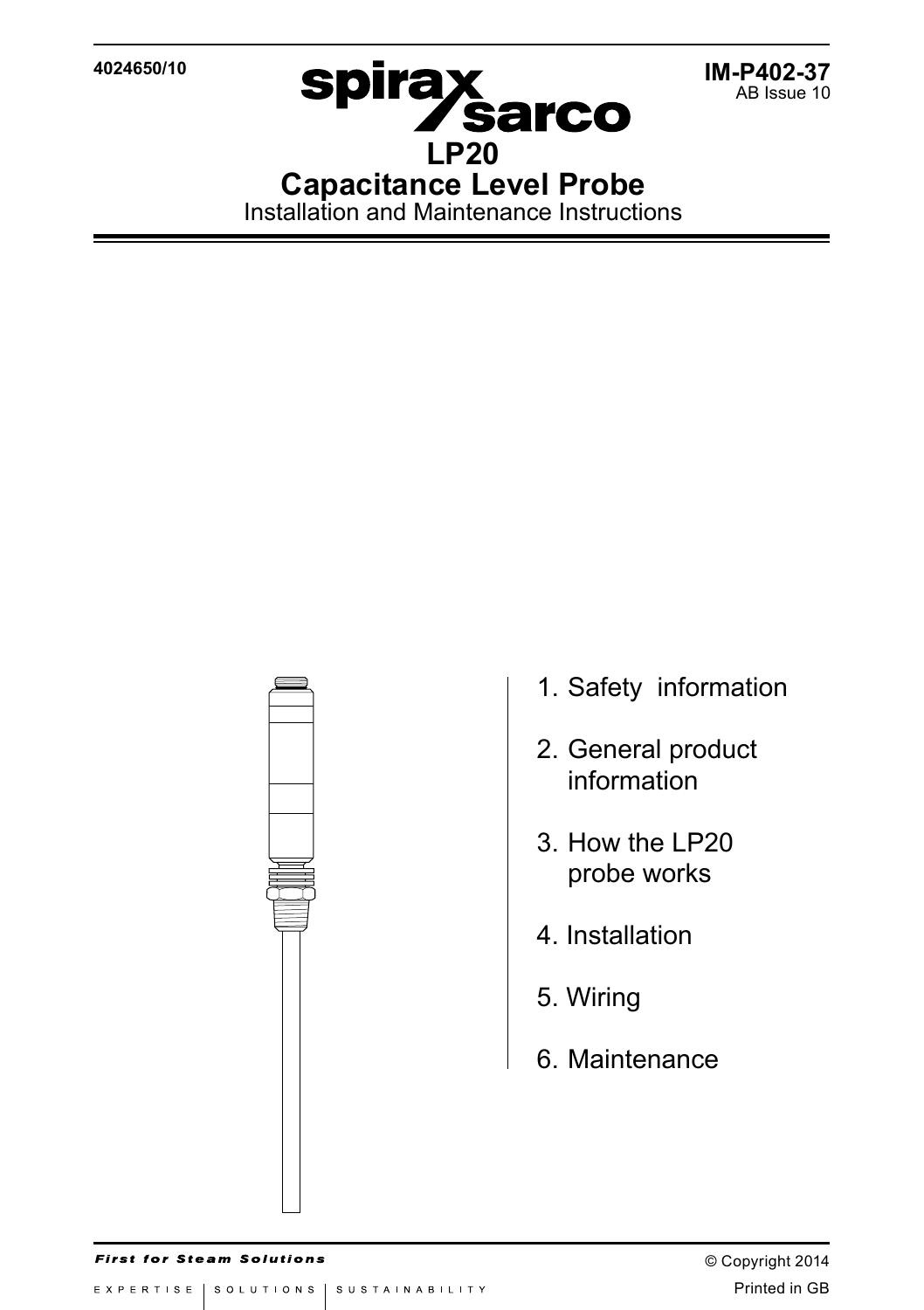4024650/10

**IM-P402-37**
AB Issue 10

spirax sarco

# LP20
# Capacitance Level Probe
## Installation and Maintenance Instructions

1. Safety information
2. General product information
3. How the LP20 probe works
4. Installation
5. Wiring
6. Maintenance

*First for Steam Solutions*

EXPERTISE | SOLUTIONS | SUSTAINABILITY

© Copyright 2014

Printed in GB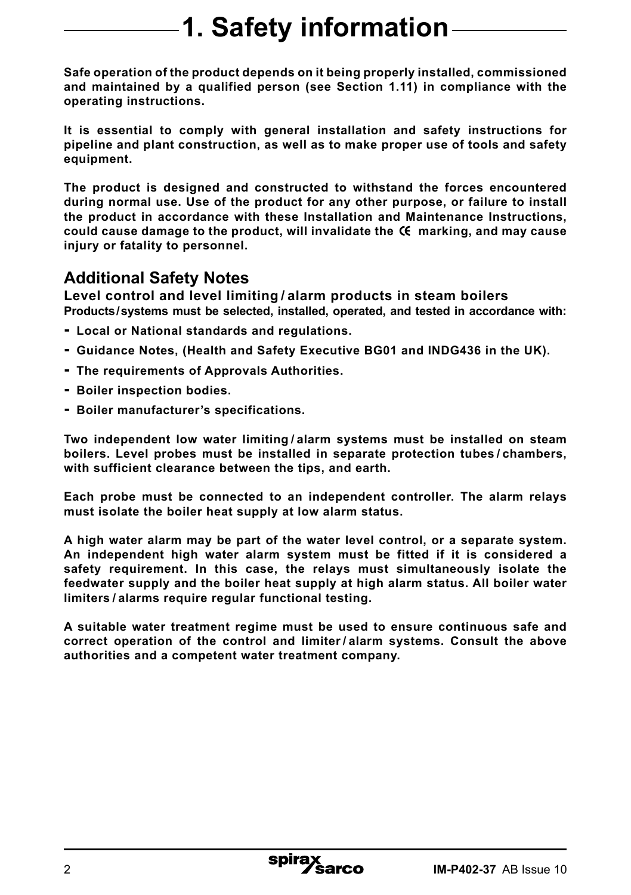# 1. Safety information

**Safe operation of the product depends on it being properly installed, commissioned and maintained by a qualified person (see Section 1.11) in compliance with the operating instructions.**

**It is essential to comply with general installation and safety instructions for pipeline and plant construction, as well as to make proper use of tools and safety equipment.**

**The product is designed and constructed to withstand the forces encountered during normal use. Use of the product for any other purpose, or failure to install the product in accordance with these Installation and Maintenance Instructions, could cause damage to the product, will invalidate the CE marking, and may cause injury or fatality to personnel.**

## Additional Safety Notes

### Level control and level limiting / alarm products in steam boilers

**Products / systems must be selected, installed, operated, and tested in accordance with:**

- **Local or National standards and regulations.**
- **Guidance Notes, (Health and Safety Executive BG01 and INDG436 in the UK).**
- **The requirements of Approvals Authorities.**
- **Boiler inspection bodies.**
- **Boiler manufacturer's specifications.**

**Two independent low water limiting / alarm systems must be installed on steam boilers. Level probes must be installed in separate protection tubes / chambers, with sufficient clearance between the tips, and earth.**

**Each probe must be connected to an independent controller. The alarm relays must isolate the boiler heat supply at low alarm status.**

**A high water alarm may be part of the water level control, or a separate system. An independent high water alarm system must be fitted if it is considered a safety requirement. In this case, the relays must simultaneously isolate the feedwater supply and the boiler heat supply at high alarm status. All boiler water limiters / alarms require regular functional testing.**

**A suitable water treatment regime must be used to ensure continuous safe and correct operation of the control and limiter / alarm systems. Consult the above authorities and a competent water treatment company.**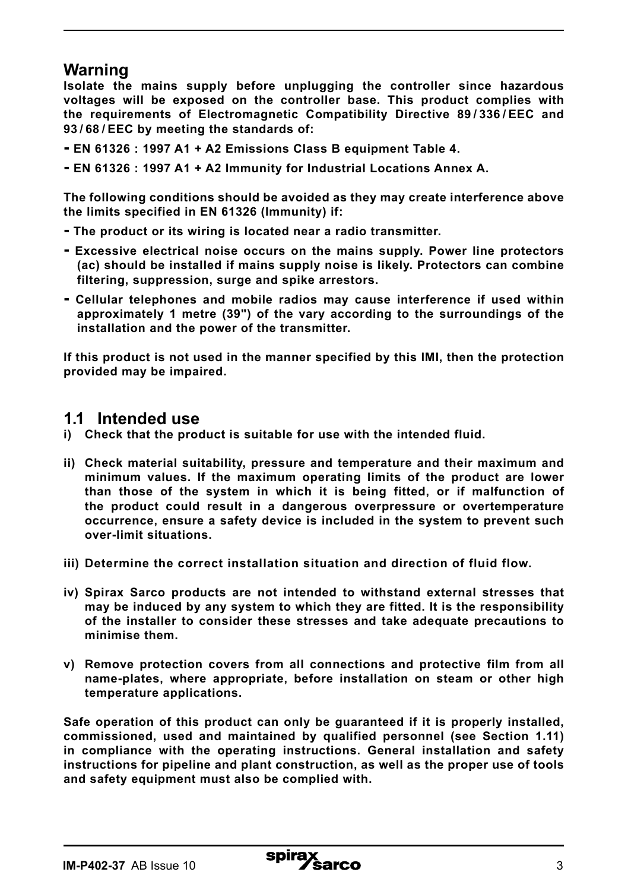## Warning

**Isolate the mains supply before unplugging the controller since hazardous voltages will be exposed on the controller base. This product complies with the requirements of Electromagnetic Compatibility Directive 89 / 336 / EEC and 93 / 68 / EEC by meeting the standards of:**

- **EN 61326 : 1997 A1 + A2 Emissions Class B equipment Table 4.**
- **EN 61326 : 1997 A1 + A2 Immunity for Industrial Locations Annex A.**

**The following conditions should be avoided as they may create interference above the limits specified in EN 61326 (Immunity) if:**

- **The product or its wiring is located near a radio transmitter.**
- **Excessive electrical noise occurs on the mains supply. Power line protectors (ac) should be installed if mains supply noise is likely. Protectors can combine filtering, suppression, surge and spike arrestors.**
- **Cellular telephones and mobile radios may cause interference if used within approximately 1 metre (39") of the vary according to the surroundings of the installation and the power of the transmitter.**

**If this product is not used in the manner specified by this IMI, then the protection provided may be impaired.**

## 1.1 Intended use

**i) Check that the product is suitable for use with the intended fluid.**

**ii) Check material suitability, pressure and temperature and their maximum and minimum values. If the maximum operating limits of the product are lower than those of the system in which it is being fitted, or if malfunction of the product could result in a dangerous overpressure or overtemperature occurrence, ensure a safety device is included in the system to prevent such over-limit situations.**

**iii) Determine the correct installation situation and direction of fluid flow.**

**iv) Spirax Sarco products are not intended to withstand external stresses that may be induced by any system to which they are fitted. It is the responsibility of the installer to consider these stresses and take adequate precautions to minimise them.**

**v) Remove protection covers from all connections and protective film from all name-plates, where appropriate, before installation on steam or other high temperature applications.**

**Safe operation of this product can only be guaranteed if it is properly installed, commissioned, used and maintained by qualified personnel (see Section 1.11) in compliance with the operating instructions. General installation and safety instructions for pipeline and plant construction, as well as the proper use of tools and safety equipment must also be complied with.**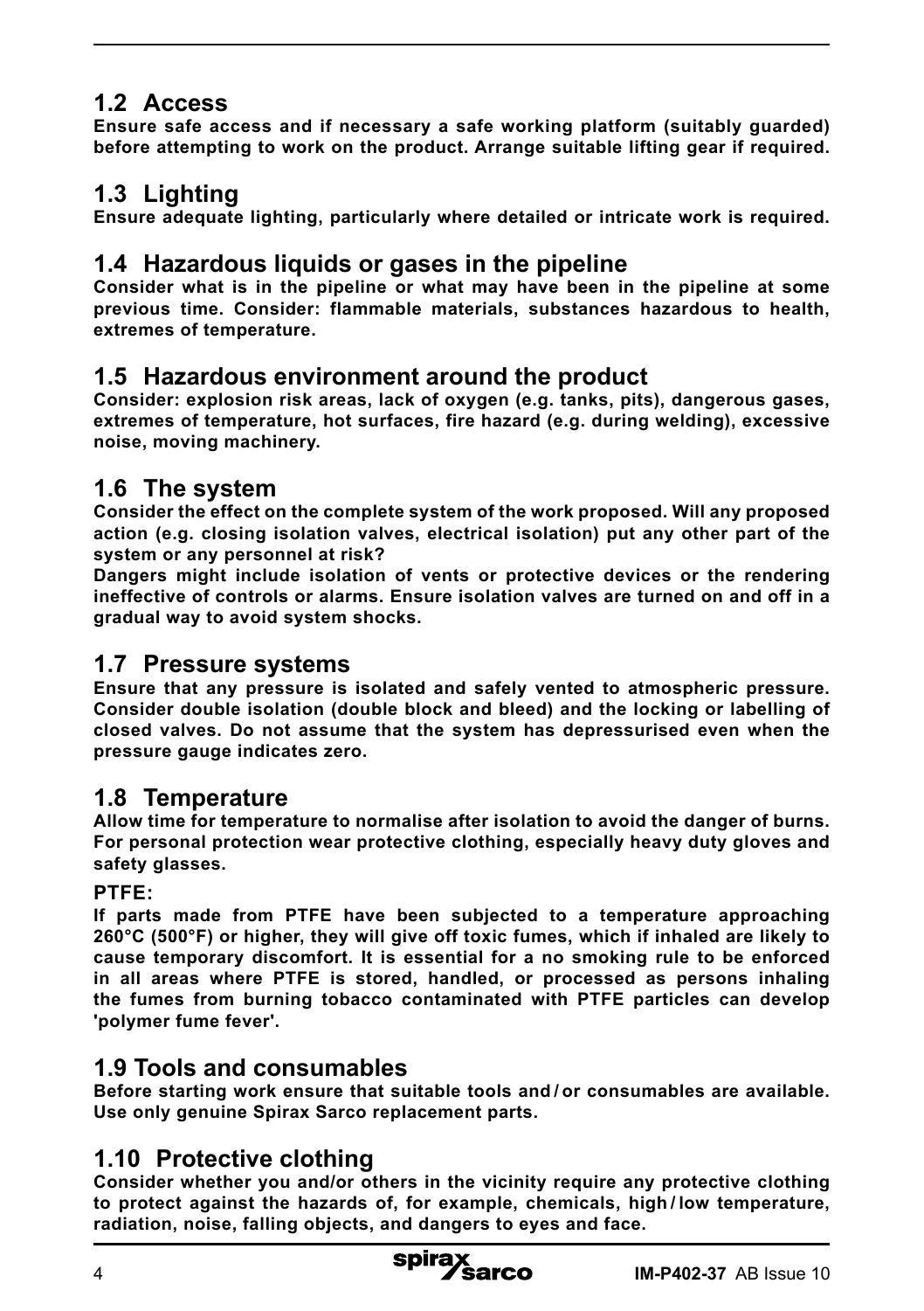## 1.2 Access

**Ensure safe access and if necessary a safe working platform (suitably guarded) before attempting to work on the product. Arrange suitable lifting gear if required.**

## 1.3 Lighting

**Ensure adequate lighting, particularly where detailed or intricate work is required.**

## 1.4 Hazardous liquids or gases in the pipeline

**Consider what is in the pipeline or what may have been in the pipeline at some previous time. Consider: flammable materials, substances hazardous to health, extremes of temperature.**

## 1.5 Hazardous environment around the product

**Consider: explosion risk areas, lack of oxygen (e.g. tanks, pits), dangerous gases, extremes of temperature, hot surfaces, fire hazard (e.g. during welding), excessive noise, moving machinery.**

## 1.6 The system

**Consider the effect on the complete system of the work proposed. Will any proposed action (e.g. closing isolation valves, electrical isolation) put any other part of the system or any personnel at risk?**

**Dangers might include isolation of vents or protective devices or the rendering ineffective of controls or alarms. Ensure isolation valves are turned on and off in a gradual way to avoid system shocks.**

## 1.7 Pressure systems

**Ensure that any pressure is isolated and safely vented to atmospheric pressure. Consider double isolation (double block and bleed) and the locking or labelling of closed valves. Do not assume that the system has depressurised even when the pressure gauge indicates zero.**

## 1.8 Temperature

**Allow time for temperature to normalise after isolation to avoid the danger of burns. For personal protection wear protective clothing, especially heavy duty gloves and safety glasses.**

**PTFE:**

**If parts made from PTFE have been subjected to a temperature approaching 260°C (500°F) or higher, they will give off toxic fumes, which if inhaled are likely to cause temporary discomfort. It is essential for a no smoking rule to be enforced in all areas where PTFE is stored, handled, or processed as persons inhaling the fumes from burning tobacco contaminated with PTFE particles can develop 'polymer fume fever'.**

## 1.9 Tools and consumables

**Before starting work ensure that suitable tools and / or consumables are available. Use only genuine Spirax Sarco replacement parts.**

## 1.10 Protective clothing

**Consider whether you and/or others in the vicinity require any protective clothing to protect against the hazards of, for example, chemicals, high / low temperature, radiation, noise, falling objects, and dangers to eyes and face.**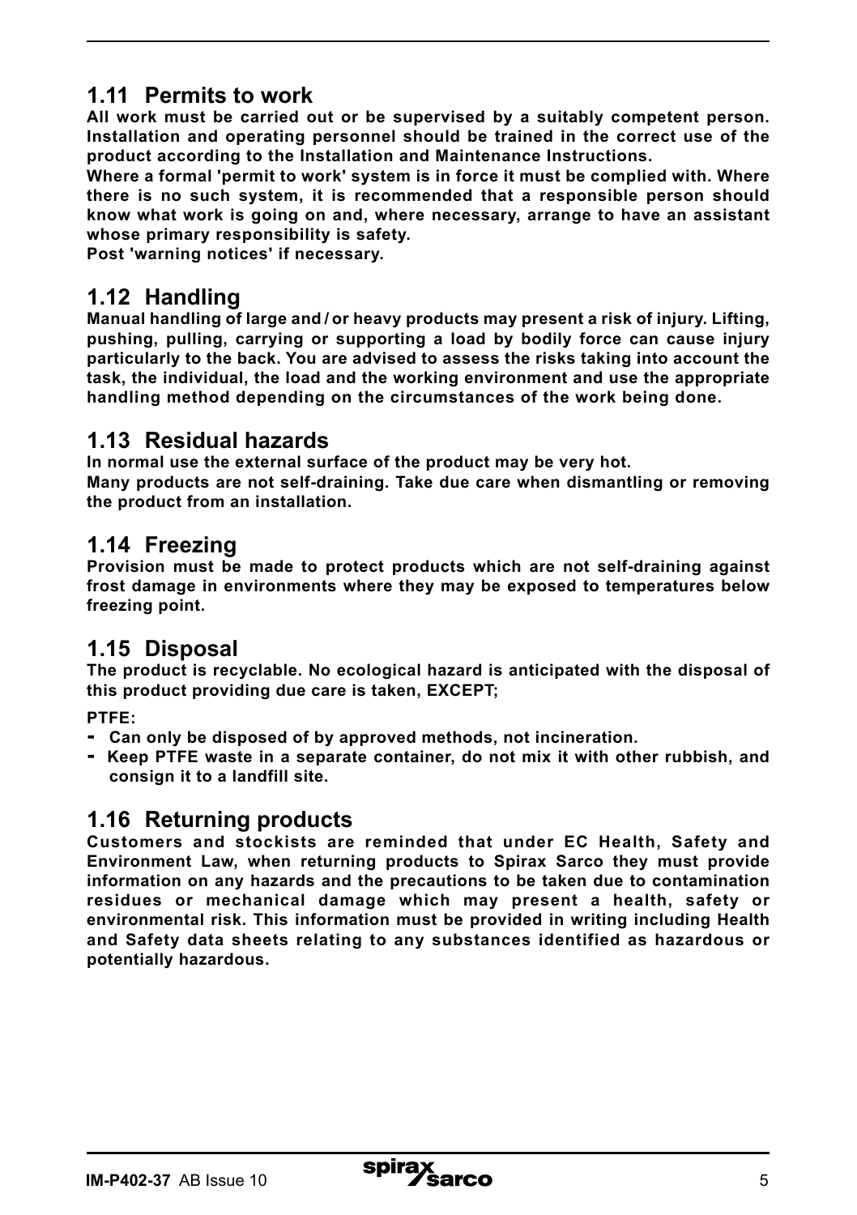## 1.11 Permits to work

**All work must be carried out or be supervised by a suitably competent person. Installation and operating personnel should be trained in the correct use of the product according to the Installation and Maintenance Instructions.**

**Where a formal 'permit to work' system is in force it must be complied with. Where there is no such system, it is recommended that a responsible person should know what work is going on and, where necessary, arrange to have an assistant whose primary responsibility is safety.**

**Post 'warning notices' if necessary.**

## 1.12 Handling

**Manual handling of large and / or heavy products may present a risk of injury. Lifting, pushing, pulling, carrying or supporting a load by bodily force can cause injury particularly to the back. You are advised to assess the risks taking into account the task, the individual, the load and the working environment and use the appropriate handling method depending on the circumstances of the work being done.**

## 1.13 Residual hazards

**In normal use the external surface of the product may be very hot.**

**Many products are not self-draining. Take due care when dismantling or removing the product from an installation.**

## 1.14 Freezing

**Provision must be made to protect products which are not self-draining against frost damage in environments where they may be exposed to temperatures below freezing point.**

## 1.15 Disposal

**The product is recyclable. No ecological hazard is anticipated with the disposal of this product providing due care is taken, EXCEPT;**

**PTFE:**

- **Can only be disposed of by approved methods, not incineration.**
- **Keep PTFE waste in a separate container, do not mix it with other rubbish, and consign it to a landfill site.**

## 1.16 Returning products

**Customers and stockists are reminded that under EC Health, Safety and Environment Law, when returning products to Spirax Sarco they must provide information on any hazards and the precautions to be taken due to contamination residues or mechanical damage which may present a health, safety or environmental risk. This information must be provided in writing including Health and Safety data sheets relating to any substances identified as hazardous or potentially hazardous.**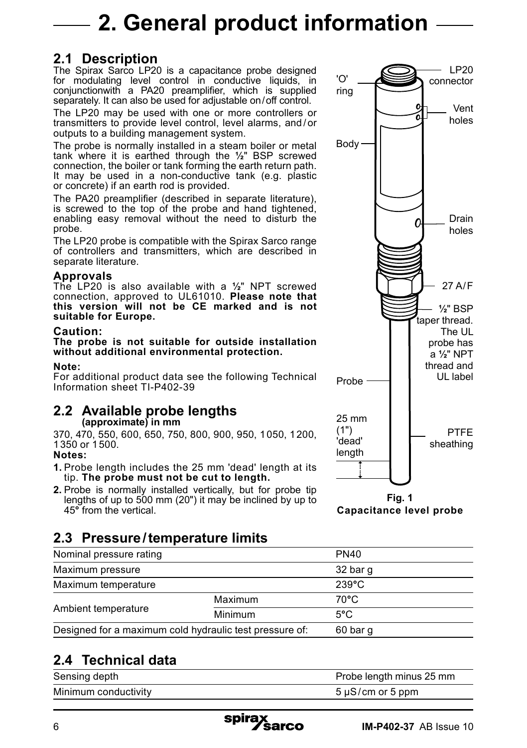# 2. General product information

## 2.1 Description

The Spirax Sarco LP20 is a capacitance probe designed for modulating level control in conductive liquids, in conjunctionwith a PA20 preamplifier, which is supplied separately. It can also be used for adjustable on/off control.

The LP20 may be used with one or more controllers or transmitters to provide level control, level alarms, and/or outputs to a building management system.

The probe is normally installed in a steam boiler or metal tank where it is earthed through the ½" BSP screwed connection, the boiler or tank forming the earth return path. It may be used in a non-conductive tank (e.g. plastic or concrete) if an earth rod is provided.

The PA20 preamplifier (described in separate literature), is screwed to the top of the probe and hand tightened, enabling easy removal without the need to disturb the probe.

The LP20 probe is compatible with the Spirax Sarco range of controllers and transmitters, which are described in separate literature.

### Approvals

The LP20 is also available with a ½" NPT screwed connection, approved to UL61010. **Please note that this version will not be CE marked and is not suitable for Europe.**

### Caution:

**The probe is not suitable for outside installation without additional environmental protection.**

### Note:

For additional product data see the following Technical Information sheet TI-P402-39

'O' ring

LP20 connector

Vent holes

Body

Drain holes

27 A/F

½" BSP taper thread. The UL probe has a ½" NPT thread and UL label

Probe

25 mm (1") 'dead' length

PTFE sheathing

**Fig. 1**
**Capacitance level probe**

## 2.2 Available probe lengths (approximate) in mm

370, 470, 550, 600, 650, 750, 800, 900, 950, 1050, 1200, 1350 or 1500.

**Notes:**

1. Probe length includes the 25 mm 'dead' length at its tip. **The probe must not be cut to length.**
2. Probe is normally installed vertically, but for probe tip lengths of up to 500 mm (20") it may be inclined by up to 45° from the vertical.

## 2.3 Pressure/temperature limits

| | | |
|---|---|---|
| Nominal pressure rating | | PN40 |
| Maximum pressure | | 32 bar g |
| Maximum temperature | | 239°C |
| Ambient temperature | Maximum | 70°C |
| | Minimum | 5°C |
| Designed for a maximum cold hydraulic test pressure of: | | 60 bar g |

## 2.4 Technical data

| | |
|---|---|
| Sensing depth | Probe length minus 25 mm |
| Minimum conductivity | 5 μS/cm or 5 ppm |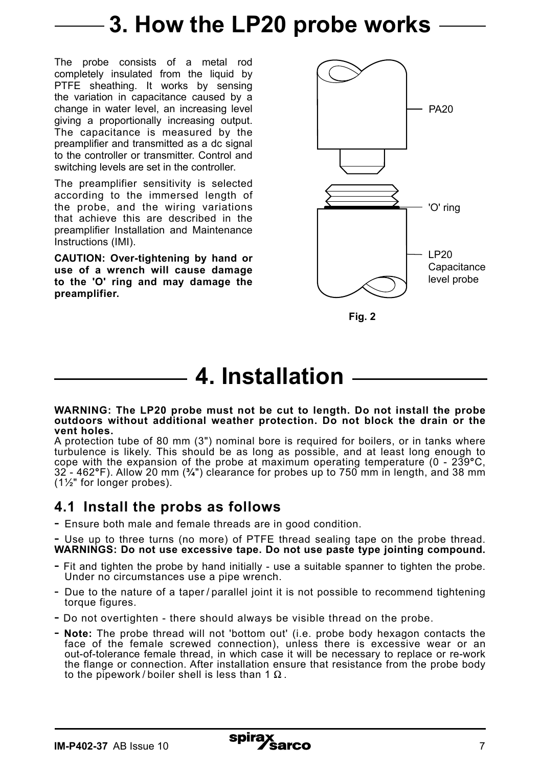# 3. How the LP20 probe works

The probe consists of a metal rod completely insulated from the liquid by PTFE sheathing. It works by sensing the variation in capacitance caused by a change in water level, an increasing level giving a proportionally increasing output. The capacitance is measured by the preamplifier and transmitted as a dc signal to the controller or transmitter. Control and switching levels are set in the controller.

The preamplifier sensitivity is selected according to the immersed length of the probe, and the wiring variations that achieve this are described in the preamplifier Installation and Maintenance Instructions (IMI).

**CAUTION: Over-tightening by hand or use of a wrench will cause damage to the 'O' ring and may damage the preamplifier.**

PA20

'O' ring

LP20
Capacitance
level probe

**Fig. 2**

# 4. Installation

**WARNING: The LP20 probe must not be cut to length. Do not install the probe outdoors without additional weather protection. Do not block the drain or the vent holes.**

A protection tube of 80 mm (3") nominal bore is required for boilers, or in tanks where turbulence is likely. This should be as long as possible, and at least long enough to cope with the expansion of the probe at maximum operating temperature (0 - 239°C, 32 - 462°F). Allow 20 mm (¾") clearance for probes up to 750 mm in length, and 38 mm (1½" for longer probes).

## 4.1 Install the probs as follows

- Ensure both male and female threads are in good condition.
- Use up to three turns (no more) of PTFE thread sealing tape on the probe thread. **WARNINGS: Do not use excessive tape. Do not use paste type jointing compound.**
- Fit and tighten the probe by hand initially - use a suitable spanner to tighten the probe. Under no circumstances use a pipe wrench.
- Due to the nature of a taper / parallel joint it is not possible to recommend tightening torque figures.
- Do not overtighten - there should always be visible thread on the probe.
- **Note:** The probe thread will not 'bottom out' (i.e. probe body hexagon contacts the face of the female screwed connection), unless there is excessive wear or an out-of-tolerance female thread, in which case it will be necessary to replace or re-work the flange or connection. After installation ensure that resistance from the probe body to the pipework / boiler shell is less than 1 Ω .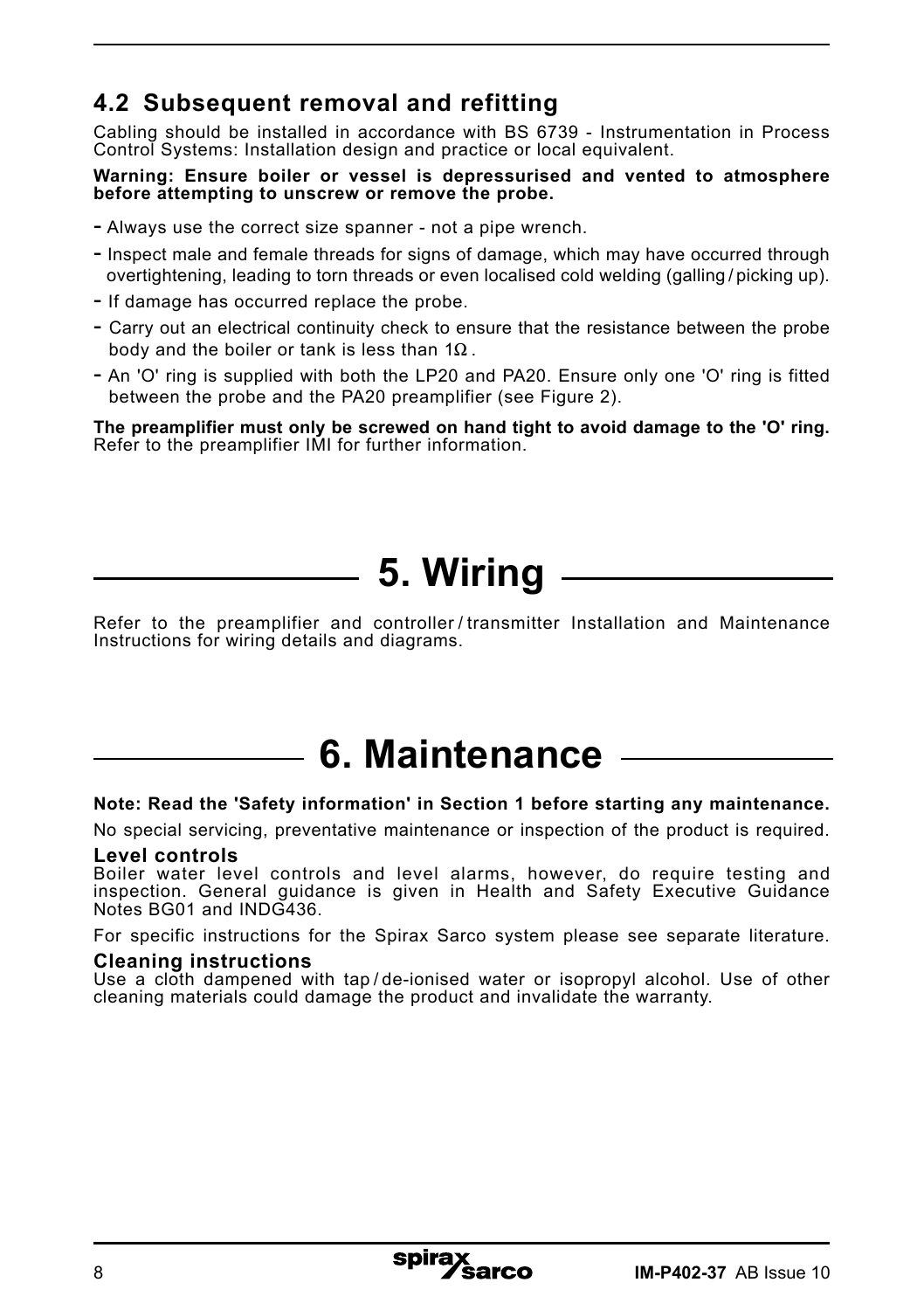## 4.2 Subsequent removal and refitting

Cabling should be installed in accordance with BS 6739 - Instrumentation in Process Control Systems: Installation design and practice or local equivalent.

**Warning: Ensure boiler or vessel is depressurised and vented to atmosphere before attempting to unscrew or remove the probe.**

- Always use the correct size spanner - not a pipe wrench.
- Inspect male and female threads for signs of damage, which may have occurred through overtightening, leading to torn threads or even localised cold welding (galling / picking up).
- If damage has occurred replace the probe.
- Carry out an electrical continuity check to ensure that the resistance between the probe body and the boiler or tank is less than 1Ω .
- An 'O' ring is supplied with both the LP20 and PA20. Ensure only one 'O' ring is fitted between the probe and the PA20 preamplifier (see Figure 2).

**The preamplifier must only be screwed on hand tight to avoid damage to the 'O' ring.** Refer to the preamplifier IMI for further information.

# 5. Wiring

Refer to the preamplifier and controller / transmitter Installation and Maintenance Instructions for wiring details and diagrams.

# 6. Maintenance

**Note: Read the 'Safety information' in Section 1 before starting any maintenance.**

No special servicing, preventative maintenance or inspection of the product is required.

**Level controls**

Boiler water level controls and level alarms, however, do require testing and inspection. General guidance is given in Health and Safety Executive Guidance Notes BG01 and INDG436.

For specific instructions for the Spirax Sarco system please see separate literature.

**Cleaning instructions**

Use a cloth dampened with tap / de-ionised water or isopropyl alcohol. Use of other cleaning materials could damage the product and invalidate the warranty.